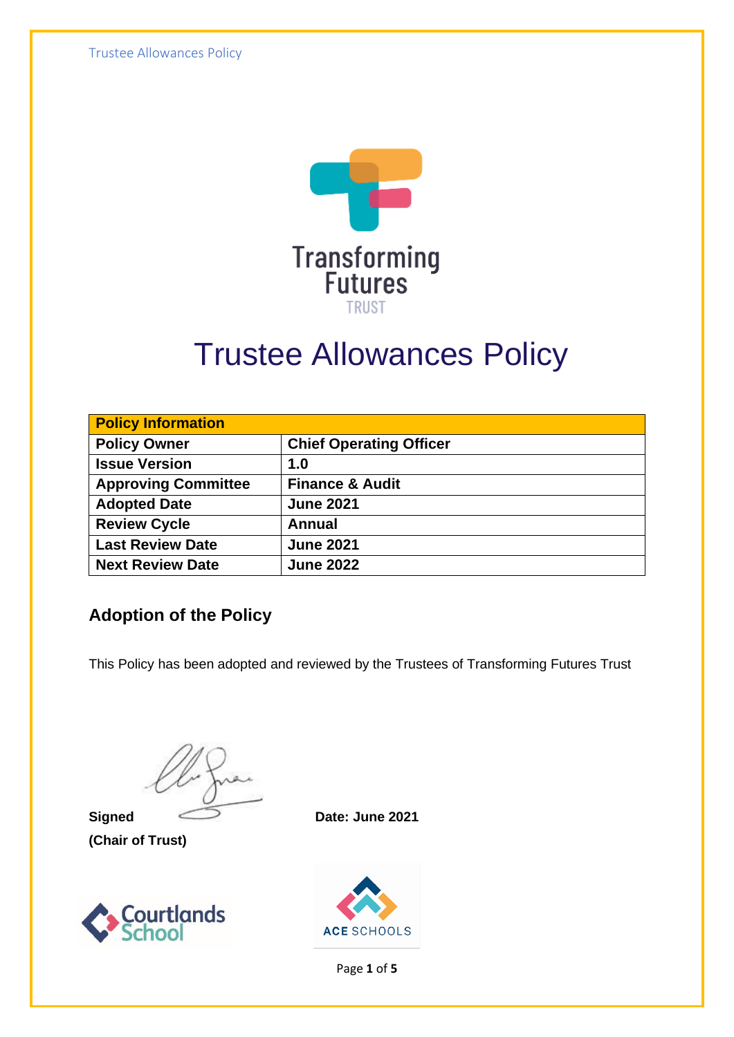# Trustee Allowances Policy

| Policy Information | |
|---|---|
| **Policy Owner** | **Chief Operating Officer** |
| **Issue Version** | **1.0** |
| **Approving Committee** | **Finance & Audit** |
| **Adopted Date** | **June 2021** |
| **Review Cycle** | **Annual** |
| **Last Review Date** | **June 2021** |
| **Next Review Date** | **June 2022** |

## Adoption of the Policy

This Policy has been adopted and reviewed by the Trustees of Transforming Futures Trust

**Signed** **Date: June 2021**

**(Chair of Trust)**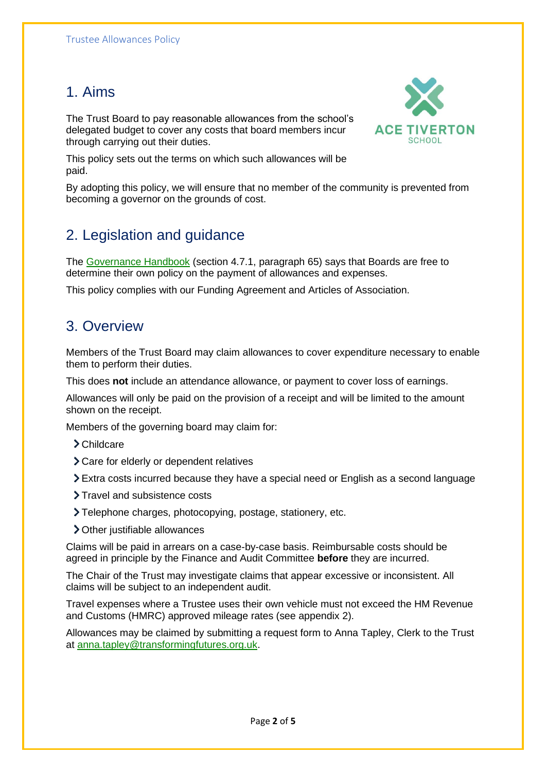## 1. Aims

The Trust Board to pay reasonable allowances from the school's delegated budget to cover any costs that board members incur through carrying out their duties.

This policy sets out the terms on which such allowances will be paid.

By adopting this policy, we will ensure that no member of the community is prevented from becoming a governor on the grounds of cost.

## 2. Legislation and guidance

The Governance Handbook (section 4.7.1, paragraph 65) says that Boards are free to determine their own policy on the payment of allowances and expenses.

This policy complies with our Funding Agreement and Articles of Association.

## 3. Overview

Members of the Trust Board may claim allowances to cover expenditure necessary to enable them to perform their duties.

This does **not** include an attendance allowance, or payment to cover loss of earnings.

Allowances will only be paid on the provision of a receipt and will be limited to the amount shown on the receipt.

Members of the governing board may claim for:

- Childcare
- Care for elderly or dependent relatives
- Extra costs incurred because they have a special need or English as a second language
- Travel and subsistence costs
- Telephone charges, photocopying, postage, stationery, etc.
- Other justifiable allowances

Claims will be paid in arrears on a case-by-case basis. Reimbursable costs should be agreed in principle by the Finance and Audit Committee **before** they are incurred.

The Chair of the Trust may investigate claims that appear excessive or inconsistent. All claims will be subject to an independent audit.

Travel expenses where a Trustee uses their own vehicle must not exceed the HM Revenue and Customs (HMRC) approved mileage rates (see appendix 2).

Allowances may be claimed by submitting a request form to Anna Tapley, Clerk to the Trust at anna.tapley@transformingfutures.org.uk.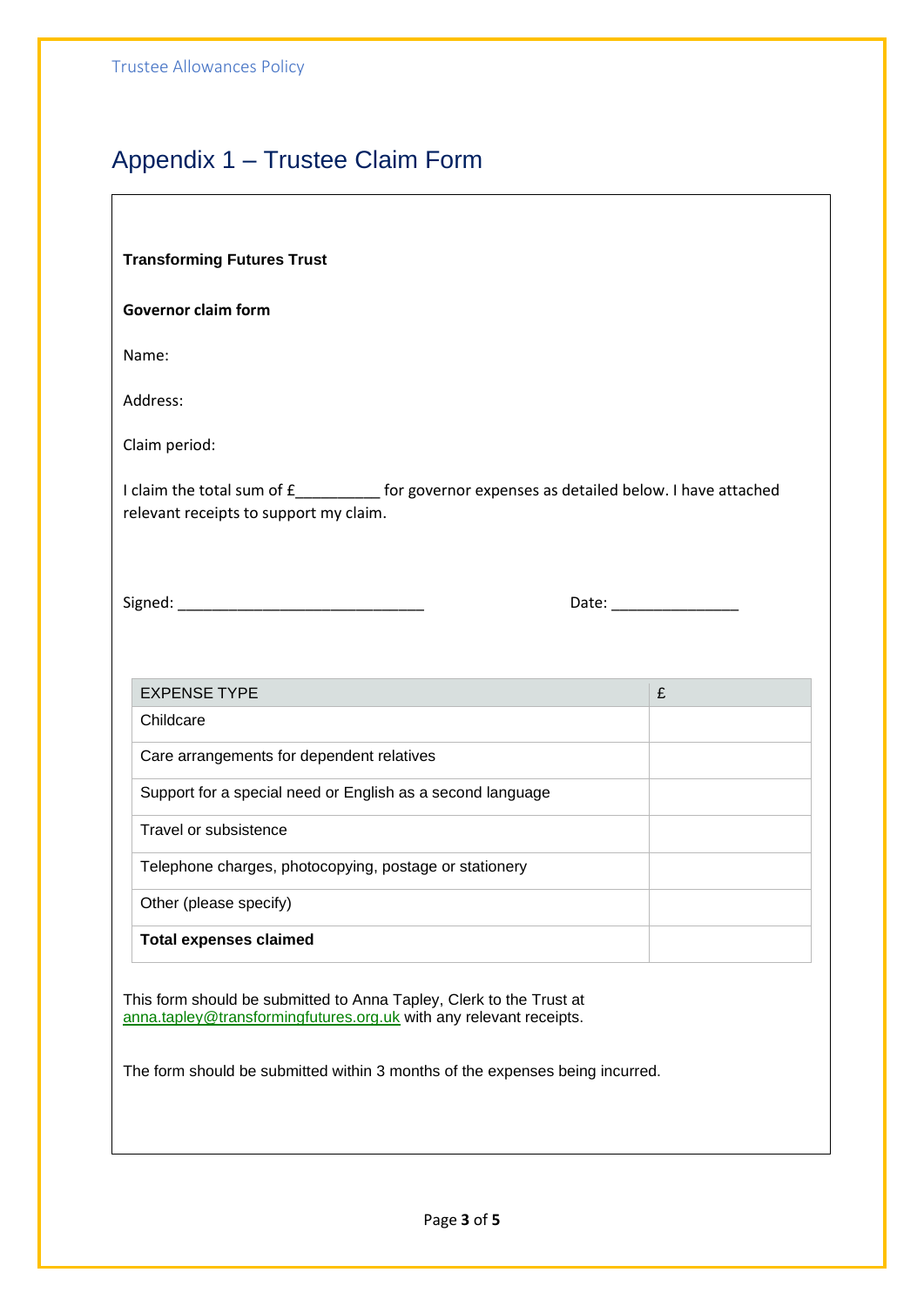# Appendix 1 – Trustee Claim Form

**Transforming Futures Trust**

**Governor claim form**

Name:

Address:

Claim period:

I claim the total sum of £__________ for governor expenses as detailed below. I have attached relevant receipts to support my claim.

Signed: ______________________________ Date: _______________

| EXPENSE TYPE | £ |
|---|---|
| Childcare | |
| Care arrangements for dependent relatives | |
| Support for a special need or English as a second language | |
| Travel or subsistence | |
| Telephone charges, photocopying, postage or stationery | |
| Other (please specify) | |
| **Total expenses claimed** | |

This form should be submitted to Anna Tapley, Clerk to the Trust at anna.tapley@transformingfutures.org.uk with any relevant receipts.

The form should be submitted within 3 months of the expenses being incurred.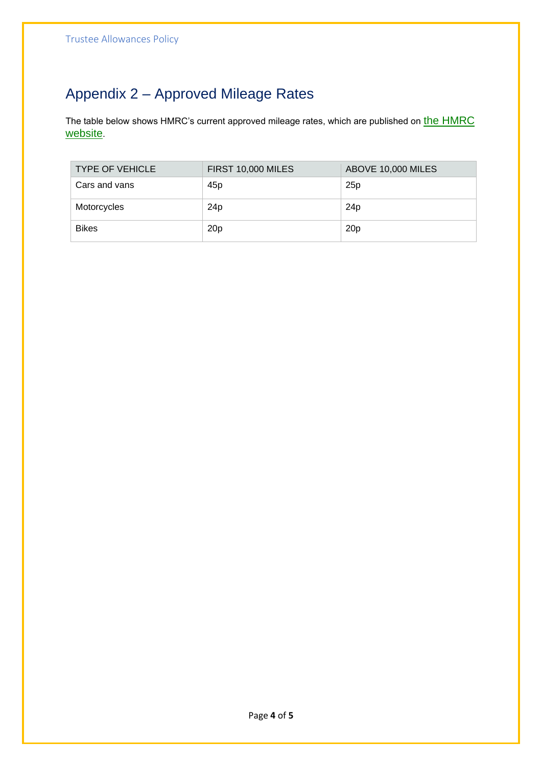## Appendix 2 – Approved Mileage Rates

The table below shows HMRC's current approved mileage rates, which are published on the HMRC website.

| TYPE OF VEHICLE | FIRST 10,000 MILES | ABOVE 10,000 MILES |
|---|---|---|
| Cars and vans | 45p | 25p |
| Motorcycles | 24p | 24p |
| Bikes | 20p | 20p |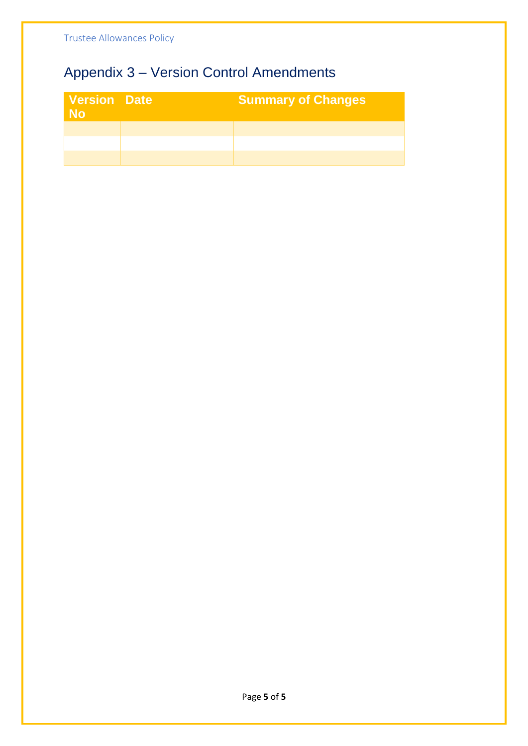## Appendix 3 – Version Control Amendments

| Version No | Date | Summary of Changes |
|---|---|---|
| | | |
| | | |
| | | |